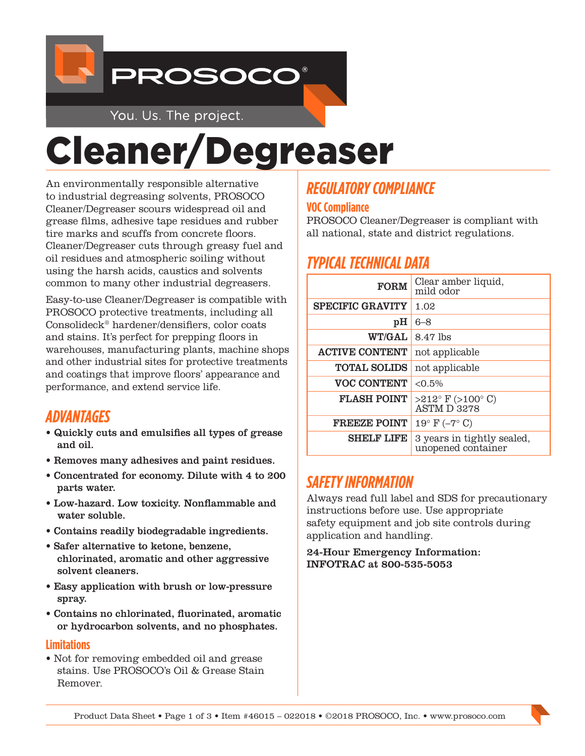PROSOCO®

You. Us. The project.

# Cleaner/Degreaser

An environmentally responsible alternative to industrial degreasing solvents, PROSOCO Cleaner/Degreaser scours widespread oil and grease films, adhesive tape residues and rubber tire marks and scuffs from concrete floors. Cleaner/Degreaser cuts through greasy fuel and oil residues and atmospheric soiling without using the harsh acids, caustics and solvents common to many other industrial degreasers.

Easy-to-use Cleaner/Degreaser is compatible with PROSOCO protective treatments, including all Consolideck® hardener/densifiers, color coats and stains. It's perfect for prepping floors in warehouses, manufacturing plants, machine shops and other industrial sites for protective treatments and coatings that improve floors' appearance and performance, and extend service life.

## ADVANTAGES

- **Quickly cuts and emulsifies all types of grease and oil.**
- **Removes many adhesives and paint residues.**
- **Concentrated for economy. Dilute with 4 to 200 parts water.**
- **Low-hazard. Low toxicity. Nonflammable and water soluble.**
- **Contains readily biodegradable ingredients.**
- **Safer alternative to ketone, benzene, chlorinated, aromatic and other aggressive solvent cleaners.**
- **Easy application with brush or low-pressure spray.**
- **Contains no chlorinated, fluorinated, aromatic or hydrocarbon solvents, and no phosphates.**

### Limitations

- Not for removing embedded oil and grease stains. Use PROSOCO's Oil & Grease Stain Remover.

## REGULATORY COMPLIANCE

### VOC Compliance

PROSOCO Cleaner/Degreaser is compliant with all national, state and district regulations.

## TYPICAL TECHNICAL DATA

| | |
|---|---|
| **FORM** | Clear amber liquid, mild odor |
| **SPECIFIC GRAVITY** | 1.02 |
| **pH** | 6–8 |
| **WT/GAL** | 8.47 lbs |
| **ACTIVE CONTENT** | not applicable |
| **TOTAL SOLIDS** | not applicable |
| **VOC CONTENT** | <0.5% |
| **FLASH POINT** | >212° F (>100° C) ASTM D 3278 |
| **FREEZE POINT** | 19° F (–7° C) |
| **SHELF LIFE** | 3 years in tightly sealed, unopened container |

## SAFETY INFORMATION

Always read full label and SDS for precautionary instructions before use. Use appropriate safety equipment and job site controls during application and handling.

**24-Hour Emergency Information: INFOTRAC at 800-535-5053**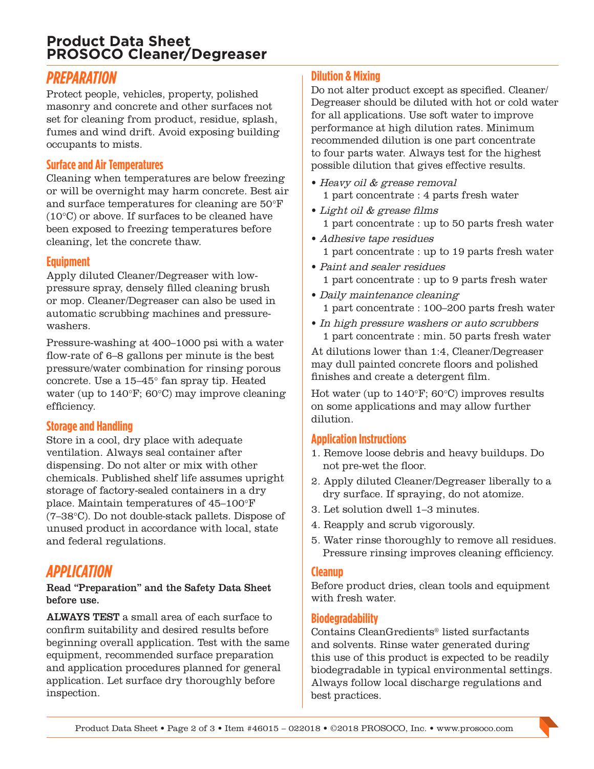# Product Data Sheet
# PROSOCO Cleaner/Degreaser

## PREPARATION

Protect people, vehicles, property, polished masonry and concrete and other surfaces not set for cleaning from product, residue, splash, fumes and wind drift. Avoid exposing building occupants to mists.

### Surface and Air Temperatures

Cleaning when temperatures are below freezing or will be overnight may harm concrete. Best air and surface temperatures for cleaning are 50°F (10°C) or above. If surfaces to be cleaned have been exposed to freezing temperatures before cleaning, let the concrete thaw.

### Equipment

Apply diluted Cleaner/Degreaser with low-pressure spray, densely filled cleaning brush or mop. Cleaner/Degreaser can also be used in automatic scrubbing machines and pressure-washers.

Pressure-washing at 400–1000 psi with a water flow-rate of 6–8 gallons per minute is the best pressure/water combination for rinsing porous concrete. Use a 15–45° fan spray tip. Heated water (up to 140°F; 60°C) may improve cleaning efficiency.

### Storage and Handling

Store in a cool, dry place with adequate ventilation. Always seal container after dispensing. Do not alter or mix with other chemicals. Published shelf life assumes upright storage of factory-sealed containers in a dry place. Maintain temperatures of 45–100°F (7–38°C). Do not double-stack pallets. Dispose of unused product in accordance with local, state and federal regulations.

## APPLICATION

**Read "Preparation" and the Safety Data Sheet before use.**

**ALWAYS TEST** a small area of each surface to confirm suitability and desired results before beginning overall application. Test with the same equipment, recommended surface preparation and application procedures planned for general application. Let surface dry thoroughly before inspection.

### Dilution & Mixing

Do not alter product except as specified. Cleaner/Degreaser should be diluted with hot or cold water for all applications. Use soft water to improve performance at high dilution rates. Minimum recommended dilution is one part concentrate to four parts water. Always test for the highest possible dilution that gives effective results.

- *Heavy oil & grease removal*
  1 part concentrate : 4 parts fresh water
- *Light oil & grease films*
  1 part concentrate : up to 50 parts fresh water
- *Adhesive tape residues*
  1 part concentrate : up to 19 parts fresh water
- *Paint and sealer residues*
  1 part concentrate : up to 9 parts fresh water
- *Daily maintenance cleaning*
  1 part concentrate : 100–200 parts fresh water
- *In high pressure washers or auto scrubbers*
  1 part concentrate : min. 50 parts fresh water

At dilutions lower than 1:4, Cleaner/Degreaser may dull painted concrete floors and polished finishes and create a detergent film.

Hot water (up to 140°F; 60°C) improves results on some applications and may allow further dilution.

### Application Instructions

1. Remove loose debris and heavy buildups. Do not pre-wet the floor.
2. Apply diluted Cleaner/Degreaser liberally to a dry surface. If spraying, do not atomize.
3. Let solution dwell 1–3 minutes.
4. Reapply and scrub vigorously.
5. Water rinse thoroughly to remove all residues. Pressure rinsing improves cleaning efficiency.

### Cleanup

Before product dries, clean tools and equipment with fresh water.

### Biodegradability

Contains CleanGredients® listed surfactants and solvents. Rinse water generated during this use of this product is expected to be readily biodegradable in typical environmental settings. Always follow local discharge regulations and best practices.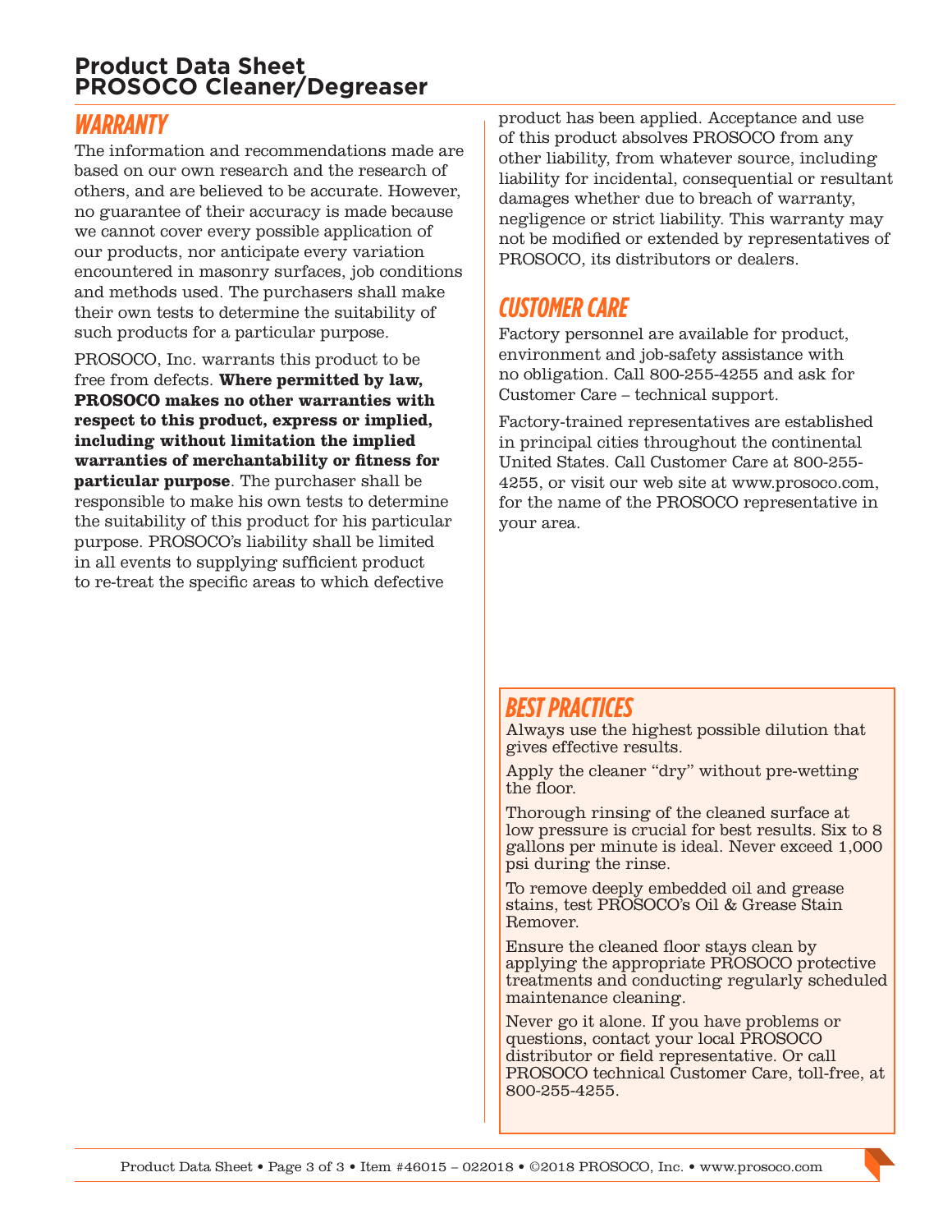# Product Data Sheet
# PROSOCO Cleaner/Degreaser

## WARRANTY

The information and recommendations made are based on our own research and the research of others, and are believed to be accurate. However, no guarantee of their accuracy is made because we cannot cover every possible application of our products, nor anticipate every variation encountered in masonry surfaces, job conditions and methods used. The purchasers shall make their own tests to determine the suitability of such products for a particular purpose.

PROSOCO, Inc. warrants this product to be free from defects. **Where permitted by law, PROSOCO makes no other warranties with respect to this product, express or implied, including without limitation the implied warranties of merchantability or fitness for particular purpose**. The purchaser shall be responsible to make his own tests to determine the suitability of this product for his particular purpose. PROSOCO's liability shall be limited in all events to supplying sufficient product to re-treat the specific areas to which defective product has been applied. Acceptance and use of this product absolves PROSOCO from any other liability, from whatever source, including liability for incidental, consequential or resultant damages whether due to breach of warranty, negligence or strict liability. This warranty may not be modified or extended by representatives of PROSOCO, its distributors or dealers.

## CUSTOMER CARE

Factory personnel are available for product, environment and job-safety assistance with no obligation. Call 800-255-4255 and ask for Customer Care – technical support.

Factory-trained representatives are established in principal cities throughout the continental United States. Call Customer Care at 800-255-4255, or visit our web site at www.prosoco.com, for the name of the PROSOCO representative in your area.

## BEST PRACTICES

Always use the highest possible dilution that gives effective results.

Apply the cleaner "dry" without pre-wetting the floor.

Thorough rinsing of the cleaned surface at low pressure is crucial for best results. Six to 8 gallons per minute is ideal. Never exceed 1,000 psi during the rinse.

To remove deeply embedded oil and grease stains, test PROSOCO's Oil & Grease Stain Remover.

Ensure the cleaned floor stays clean by applying the appropriate PROSOCO protective treatments and conducting regularly scheduled maintenance cleaning.

Never go it alone. If you have problems or questions, contact your local PROSOCO distributor or field representative. Or call PROSOCO technical Customer Care, toll-free, at 800-255-4255.